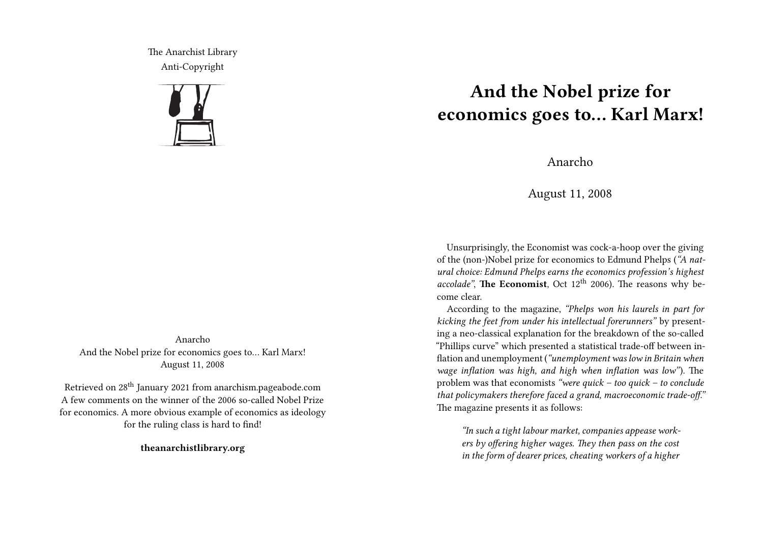The Anarchist Library
Anti-Copyright

Anarcho
And the Nobel prize for economics goes to… Karl Marx!
August 11, 2008

Retrieved on 28th January 2021 from anarchism.pageabode.com
A few comments on the winner of the 2006 so-called Nobel Prize for economics. A more obvious example of economics as ideology for the ruling class is hard to find!

**theanarchistlibrary.org**

# And the Nobel prize for economics goes to… Karl Marx!

Anarcho

August 11, 2008

Unsurprisingly, the Economist was cock-a-hoop over the giving of the (non-)Nobel prize for economics to Edmund Phelps (*"A natural choice: Edmund Phelps earns the economics profession's highest accolade"*, **The Economist**, Oct 12th 2006). The reasons why become clear.

According to the magazine, *"Phelps won his laurels in part for kicking the feet from under his intellectual forerunners"* by presenting a neo-classical explanation for the breakdown of the so-called "Phillips curve" which presented a statistical trade-off between inflation and unemployment (*"unemployment was low in Britain when wage inflation was high, and high when inflation was low"*). The problem was that economists *"were quick – too quick – to conclude that policymakers therefore faced a grand, macroeconomic trade-off."* The magazine presents it as follows:

> *"In such a tight labour market, companies appease workers by offering higher wages. They then pass on the cost in the form of dearer prices, cheating workers of a higher*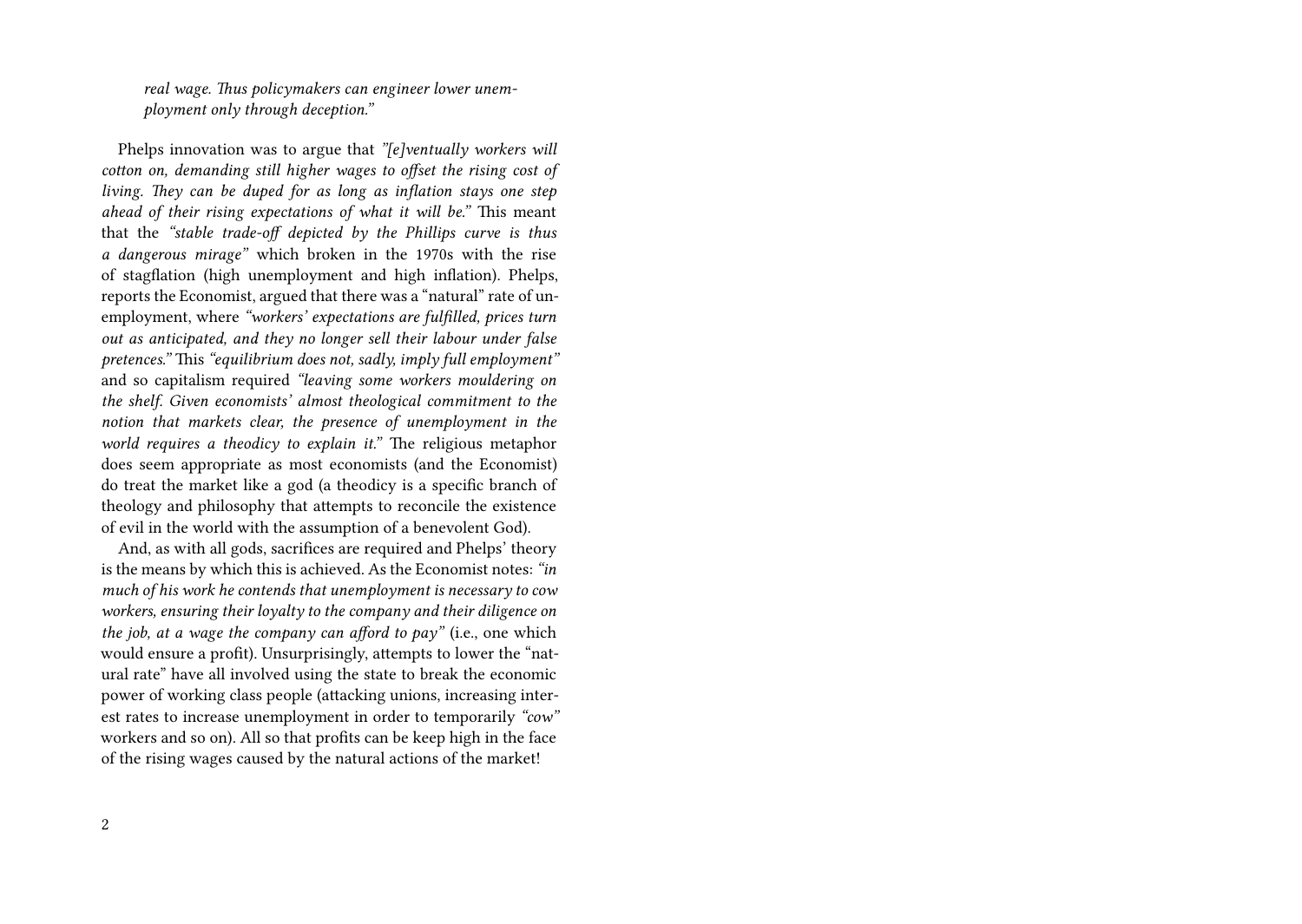> *real wage. Thus policymakers can engineer lower unemployment only through deception."*

Phelps innovation was to argue that *"[e]ventually workers will cotton on, demanding still higher wages to offset the rising cost of living. They can be duped for as long as inflation stays one step ahead of their rising expectations of what it will be."* This meant that the *"stable trade-off depicted by the Phillips curve is thus a dangerous mirage"* which broken in the 1970s with the rise of stagflation (high unemployment and high inflation). Phelps, reports the Economist, argued that there was a "natural" rate of unemployment, where *"workers' expectations are fulfilled, prices turn out as anticipated, and they no longer sell their labour under false pretences."* This *"equilibrium does not, sadly, imply full employment"* and so capitalism required *"leaving some workers mouldering on the shelf. Given economists' almost theological commitment to the notion that markets clear, the presence of unemployment in the world requires a theodicy to explain it."* The religious metaphor does seem appropriate as most economists (and the Economist) do treat the market like a god (a theodicy is a specific branch of theology and philosophy that attempts to reconcile the existence of evil in the world with the assumption of a benevolent God).

And, as with all gods, sacrifices are required and Phelps' theory is the means by which this is achieved. As the Economist notes: *"in much of his work he contends that unemployment is necessary to cow workers, ensuring their loyalty to the company and their diligence on the job, at a wage the company can afford to pay"* (i.e., one which would ensure a profit). Unsurprisingly, attempts to lower the "natural rate" have all involved using the state to break the economic power of working class people (attacking unions, increasing interest rates to increase unemployment in order to temporarily *"cow"* workers and so on). All so that profits can be keep high in the face of the rising wages caused by the natural actions of the market!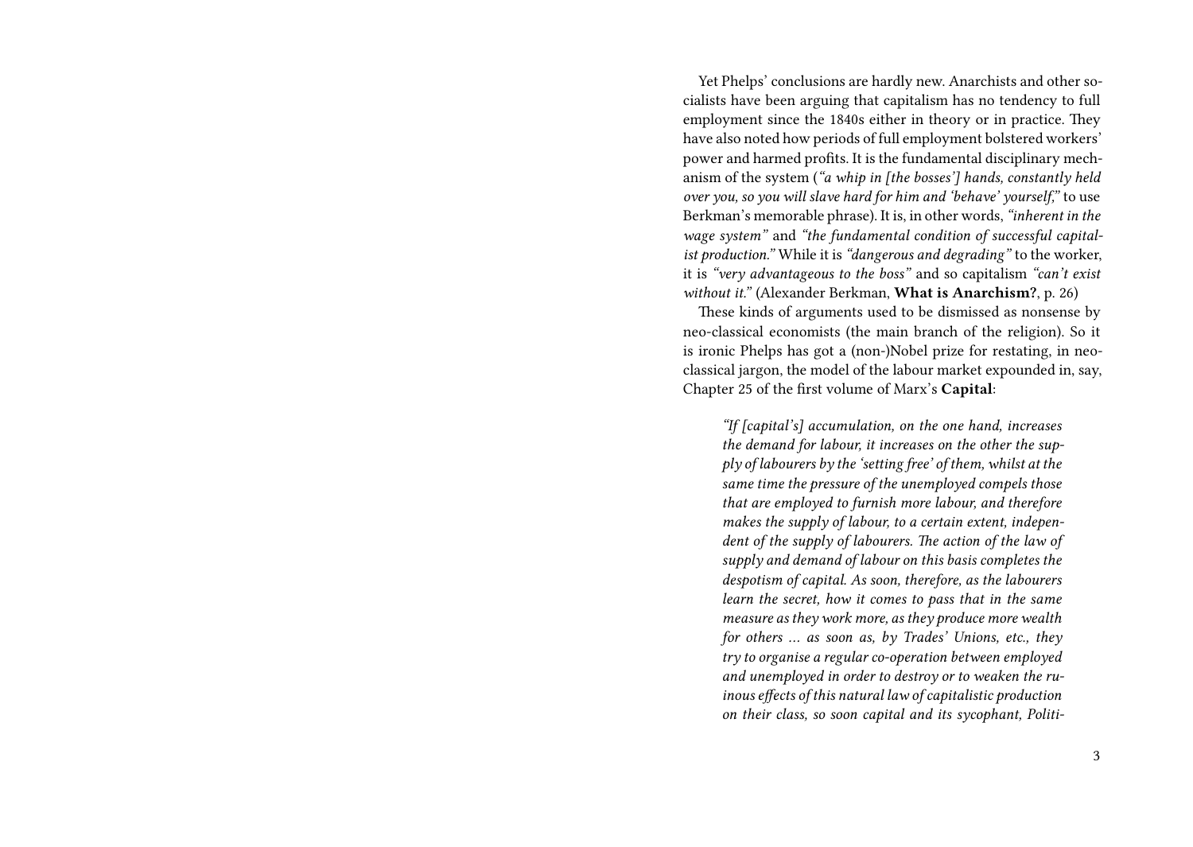Yet Phelps' conclusions are hardly new. Anarchists and other socialists have been arguing that capitalism has no tendency to full employment since the 1840s either in theory or in practice. They have also noted how periods of full employment bolstered workers' power and harmed profits. It is the fundamental disciplinary mechanism of the system (*"a whip in [the bosses'] hands, constantly held over you, so you will slave hard for him and 'behave' yourself,"* to use Berkman's memorable phrase). It is, in other words, *"inherent in the wage system"* and *"the fundamental condition of successful capitalist production."* While it is *"dangerous and degrading"* to the worker, it is *"very advantageous to the boss"* and so capitalism *"can't exist without it."* (Alexander Berkman, **What is Anarchism?**, p. 26)

These kinds of arguments used to be dismissed as nonsense by neo-classical economists (the main branch of the religion). So it is ironic Phelps has got a (non-)Nobel prize for restating, in neo-classical jargon, the model of the labour market expounded in, say, Chapter 25 of the first volume of Marx's **Capital**:

> *"If [capital's] accumulation, on the one hand, increases the demand for labour, it increases on the other the supply of labourers by the 'setting free' of them, whilst at the same time the pressure of the unemployed compels those that are employed to furnish more labour, and therefore makes the supply of labour, to a certain extent, independent of the supply of labourers. The action of the law of supply and demand of labour on this basis completes the despotism of capital. As soon, therefore, as the labourers learn the secret, how it comes to pass that in the same measure as they work more, as they produce more wealth for others … as soon as, by Trades' Unions, etc., they try to organise a regular co-operation between employed and unemployed in order to destroy or to weaken the ruinous effects of this natural law of capitalistic production on their class, so soon capital and its sycophant, Politi-*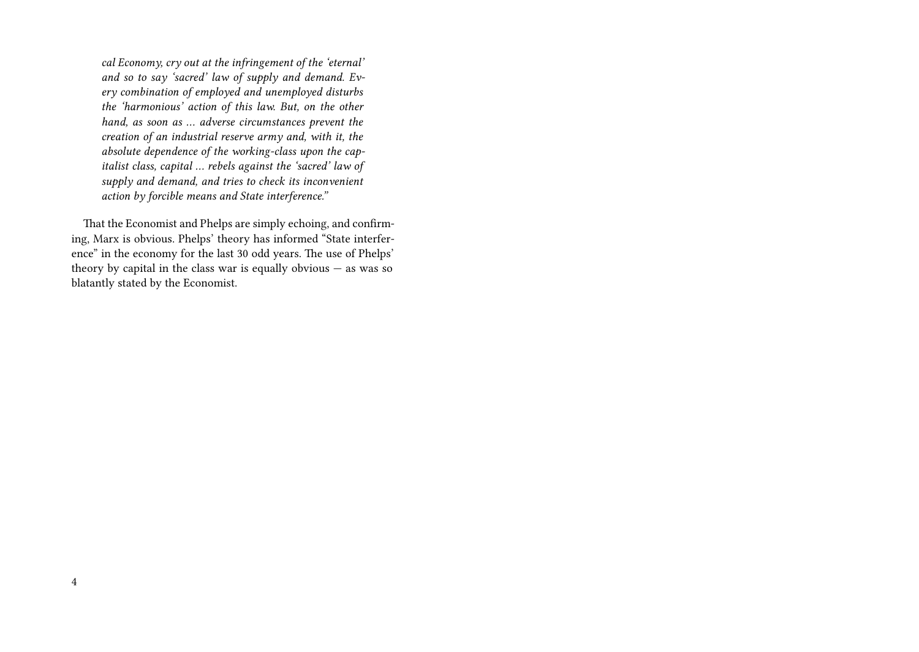> *cal Economy, cry out at the infringement of the 'eternal' and so to say 'sacred' law of supply and demand. Every combination of employed and unemployed disturbs the 'harmonious' action of this law. But, on the other hand, as soon as … adverse circumstances prevent the creation of an industrial reserve army and, with it, the absolute dependence of the working-class upon the capitalist class, capital … rebels against the 'sacred' law of supply and demand, and tries to check its inconvenient action by forcible means and State interference."*

That the Economist and Phelps are simply echoing, and confirming, Marx is obvious. Phelps' theory has informed "State interference" in the economy for the last 30 odd years. The use of Phelps' theory by capital in the class war is equally obvious — as was so blatantly stated by the Economist.